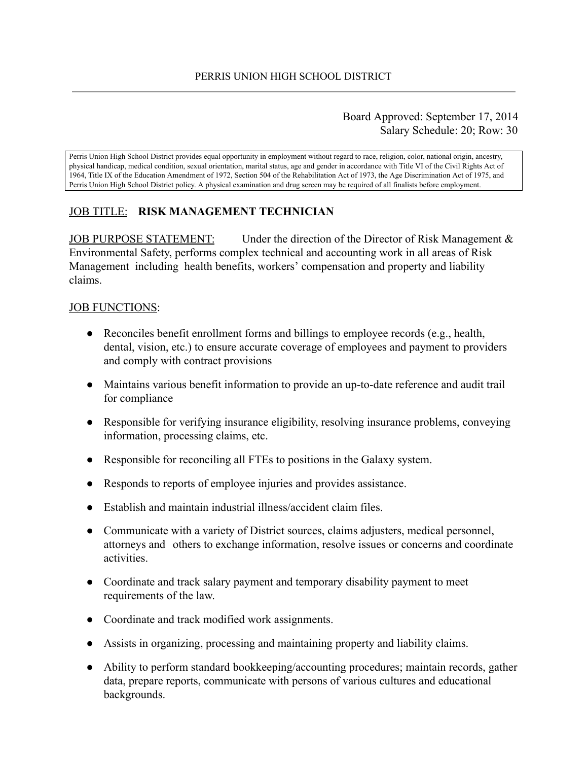PERRIS UNION HIGH SCHOOL DISTRICT

Board Approved: September 17, 2014
Salary Schedule: 20; Row: 30

Perris Union High School District provides equal opportunity in employment without regard to race, religion, color, national origin, ancestry, physical handicap, medical condition, sexual orientation, marital status, age and gender in accordance with Title VI of the Civil Rights Act of 1964, Title IX of the Education Amendment of 1972, Section 504 of the Rehabilitation Act of 1973, the Age Discrimination Act of 1975, and Perris Union High School District policy. A physical examination and drug screen may be required of all finalists before employment.

JOB TITLE: **RISK MANAGEMENT TECHNICIAN**

JOB PURPOSE STATEMENT: Under the direction of the Director of Risk Management & Environmental Safety, performs complex technical and accounting work in all areas of Risk Management including health benefits, workers' compensation and property and liability claims.

JOB FUNCTIONS:

- Reconciles benefit enrollment forms and billings to employee records (e.g., health, dental, vision, etc.) to ensure accurate coverage of employees and payment to providers and comply with contract provisions
- Maintains various benefit information to provide an up-to-date reference and audit trail for compliance
- Responsible for verifying insurance eligibility, resolving insurance problems, conveying information, processing claims, etc.
- Responsible for reconciling all FTEs to positions in the Galaxy system.
- Responds to reports of employee injuries and provides assistance.
- Establish and maintain industrial illness/accident claim files.
- Communicate with a variety of District sources, claims adjusters, medical personnel, attorneys and others to exchange information, resolve issues or concerns and coordinate activities.
- Coordinate and track salary payment and temporary disability payment to meet requirements of the law.
- Coordinate and track modified work assignments.
- Assists in organizing, processing and maintaining property and liability claims.
- Ability to perform standard bookkeeping/accounting procedures; maintain records, gather data, prepare reports, communicate with persons of various cultures and educational backgrounds.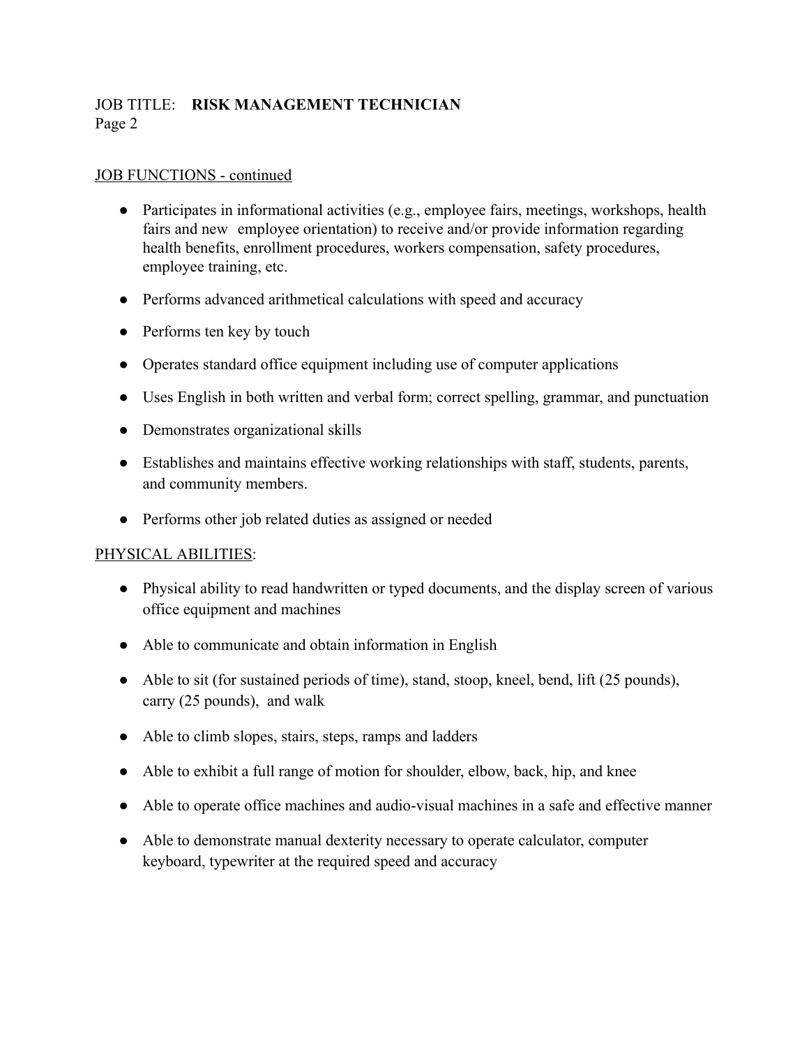JOB TITLE: **RISK MANAGEMENT TECHNICIAN**

Page 2

JOB FUNCTIONS - continued

- Participates in informational activities (e.g., employee fairs, meetings, workshops, health fairs and new employee orientation) to receive and/or provide information regarding health benefits, enrollment procedures, workers compensation, safety procedures, employee training, etc.
- Performs advanced arithmetical calculations with speed and accuracy
- Performs ten key by touch
- Operates standard office equipment including use of computer applications
- Uses English in both written and verbal form; correct spelling, grammar, and punctuation
- Demonstrates organizational skills
- Establishes and maintains effective working relationships with staff, students, parents, and community members.
- Performs other job related duties as assigned or needed

PHYSICAL ABILITIES:

- Physical ability to read handwritten or typed documents, and the display screen of various office equipment and machines
- Able to communicate and obtain information in English
- Able to sit (for sustained periods of time), stand, stoop, kneel, bend, lift (25 pounds), carry (25 pounds), and walk
- Able to climb slopes, stairs, steps, ramps and ladders
- Able to exhibit a full range of motion for shoulder, elbow, back, hip, and knee
- Able to operate office machines and audio-visual machines in a safe and effective manner
- Able to demonstrate manual dexterity necessary to operate calculator, computer keyboard, typewriter at the required speed and accuracy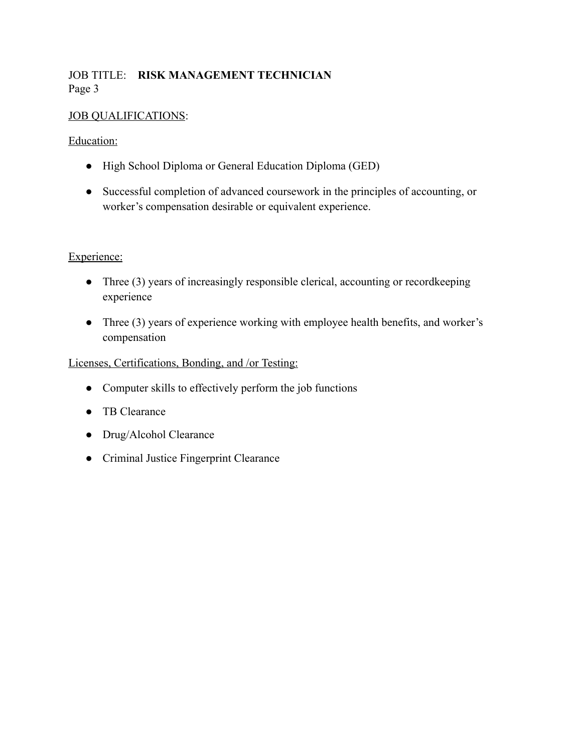JOB TITLE: **RISK MANAGEMENT TECHNICIAN**

JOB QUALIFICATIONS:

Education:

- High School Diploma or General Education Diploma (GED)
- Successful completion of advanced coursework in the principles of accounting, or worker's compensation desirable or equivalent experience.

Experience:

- Three (3) years of increasingly responsible clerical, accounting or recordkeeping experience
- Three (3) years of experience working with employee health benefits, and worker's compensation

Licenses, Certifications, Bonding, and /or Testing:

- Computer skills to effectively perform the job functions
- TB Clearance
- Drug/Alcohol Clearance
- Criminal Justice Fingerprint Clearance